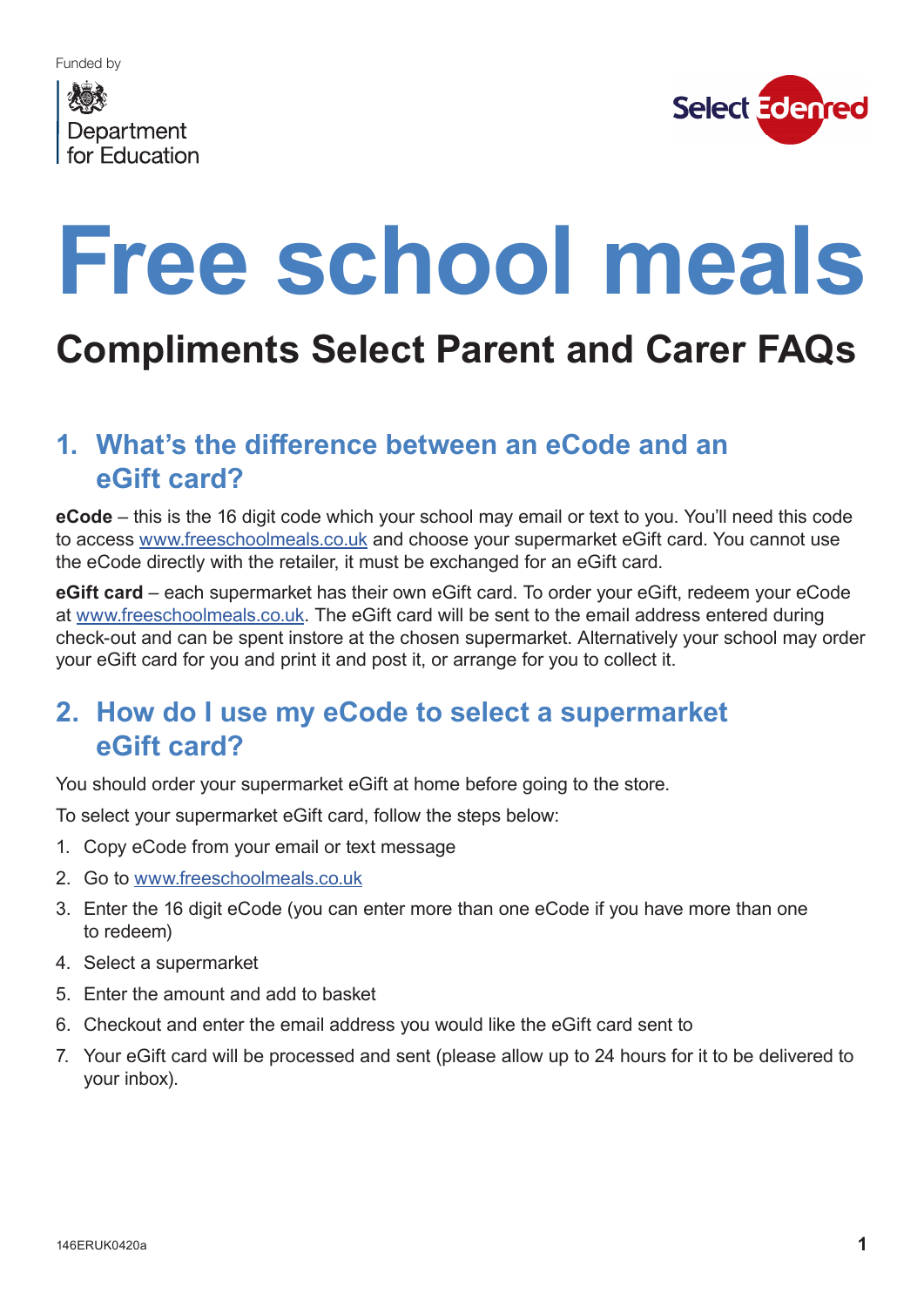Funded by

Department for Education

Select Edenred

# Free school meals

## Compliments Select Parent and Carer FAQs

### 1. What's the difference between an eCode and an eGift card?

**eCode** – this is the 16 digit code which your school may email or text to you. You'll need this code to access www.freeschoolmeals.co.uk and choose your supermarket eGift card. You cannot use the eCode directly with the retailer, it must be exchanged for an eGift card.

**eGift card** – each supermarket has their own eGift card. To order your eGift, redeem your eCode at www.freeschoolmeals.co.uk. The eGift card will be sent to the email address entered during check-out and can be spent instore at the chosen supermarket. Alternatively your school may order your eGift card for you and print it and post it, or arrange for you to collect it.

### 2. How do I use my eCode to select a supermarket eGift card?

You should order your supermarket eGift at home before going to the store.

To select your supermarket eGift card, follow the steps below:

1. Copy eCode from your email or text message
2. Go to www.freeschoolmeals.co.uk
3. Enter the 16 digit eCode (you can enter more than one eCode if you have more than one to redeem)
4. Select a supermarket
5. Enter the amount and add to basket
6. Checkout and enter the email address you would like the eGift card sent to
7. Your eGift card will be processed and sent (please allow up to 24 hours for it to be delivered to your inbox).

146ERUK0420a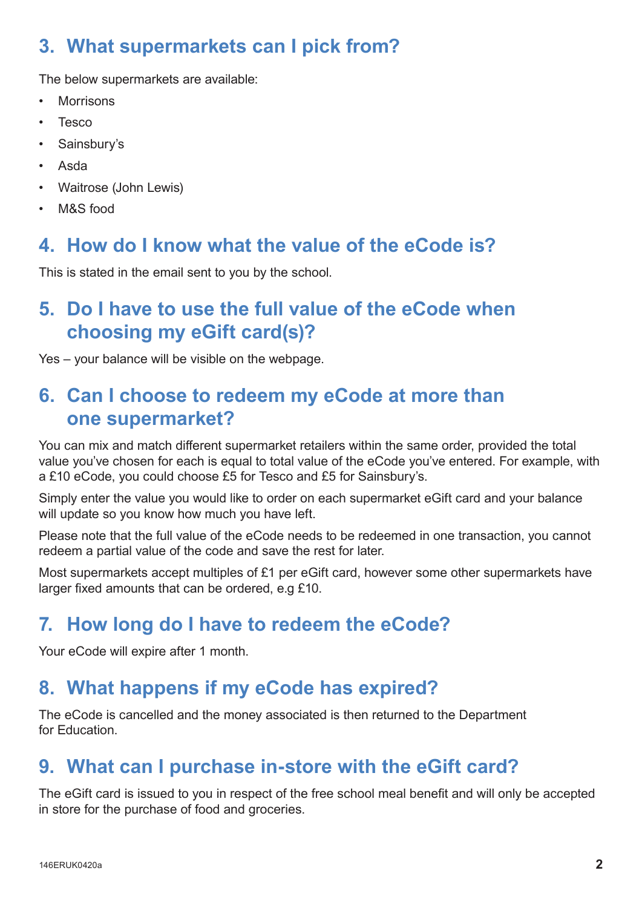## 3. What supermarkets can I pick from?

The below supermarkets are available:

- Morrisons
- Tesco
- Sainsbury's
- Asda
- Waitrose (John Lewis)
- M&S food

## 4. How do I know what the value of the eCode is?

This is stated in the email sent to you by the school.

## 5. Do I have to use the full value of the eCode when choosing my eGift card(s)?

Yes – your balance will be visible on the webpage.

## 6. Can I choose to redeem my eCode at more than one supermarket?

You can mix and match different supermarket retailers within the same order, provided the total value you've chosen for each is equal to total value of the eCode you've entered. For example, with a £10 eCode, you could choose £5 for Tesco and £5 for Sainsbury's.

Simply enter the value you would like to order on each supermarket eGift card and your balance will update so you know how much you have left.

Please note that the full value of the eCode needs to be redeemed in one transaction, you cannot redeem a partial value of the code and save the rest for later.

Most supermarkets accept multiples of £1 per eGift card, however some other supermarkets have larger fixed amounts that can be ordered, e.g £10.

## 7. How long do I have to redeem the eCode?

Your eCode will expire after 1 month.

## 8. What happens if my eCode has expired?

The eCode is cancelled and the money associated is then returned to the Department for Education.

## 9. What can I purchase in-store with the eGift card?

The eGift card is issued to you in respect of the free school meal benefit and will only be accepted in store for the purchase of food and groceries.

146ERUK0420a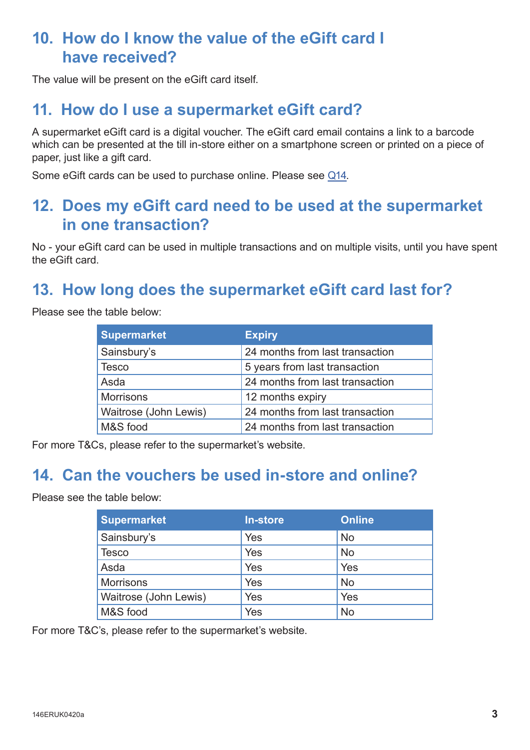## 10. How do I know the value of the eGift card I have received?

The value will be present on the eGift card itself.

## 11. How do I use a supermarket eGift card?

A supermarket eGift card is a digital voucher. The eGift card email contains a link to a barcode which can be presented at the till in-store either on a smartphone screen or printed on a piece of paper, just like a gift card.

Some eGift cards can be used to purchase online. Please see Q14.

## 12. Does my eGift card need to be used at the supermarket in one transaction?

No - your eGift card can be used in multiple transactions and on multiple visits, until you have spent the eGift card.

## 13. How long does the supermarket eGift card last for?

Please see the table below:

| Supermarket | Expiry |
|---|---|
| Sainsbury's | 24 months from last transaction |
| Tesco | 5 years from last transaction |
| Asda | 24 months from last transaction |
| Morrisons | 12 months expiry |
| Waitrose (John Lewis) | 24 months from last transaction |
| M&S food | 24 months from last transaction |

For more T&Cs, please refer to the supermarket's website.

## 14. Can the vouchers be used in-store and online?

Please see the table below:

| Supermarket | In-store | Online |
|---|---|---|
| Sainsbury's | Yes | No |
| Tesco | Yes | No |
| Asda | Yes | Yes |
| Morrisons | Yes | No |
| Waitrose (John Lewis) | Yes | Yes |
| M&S food | Yes | No |

For more T&C's, please refer to the supermarket's website.

146ERUK0420a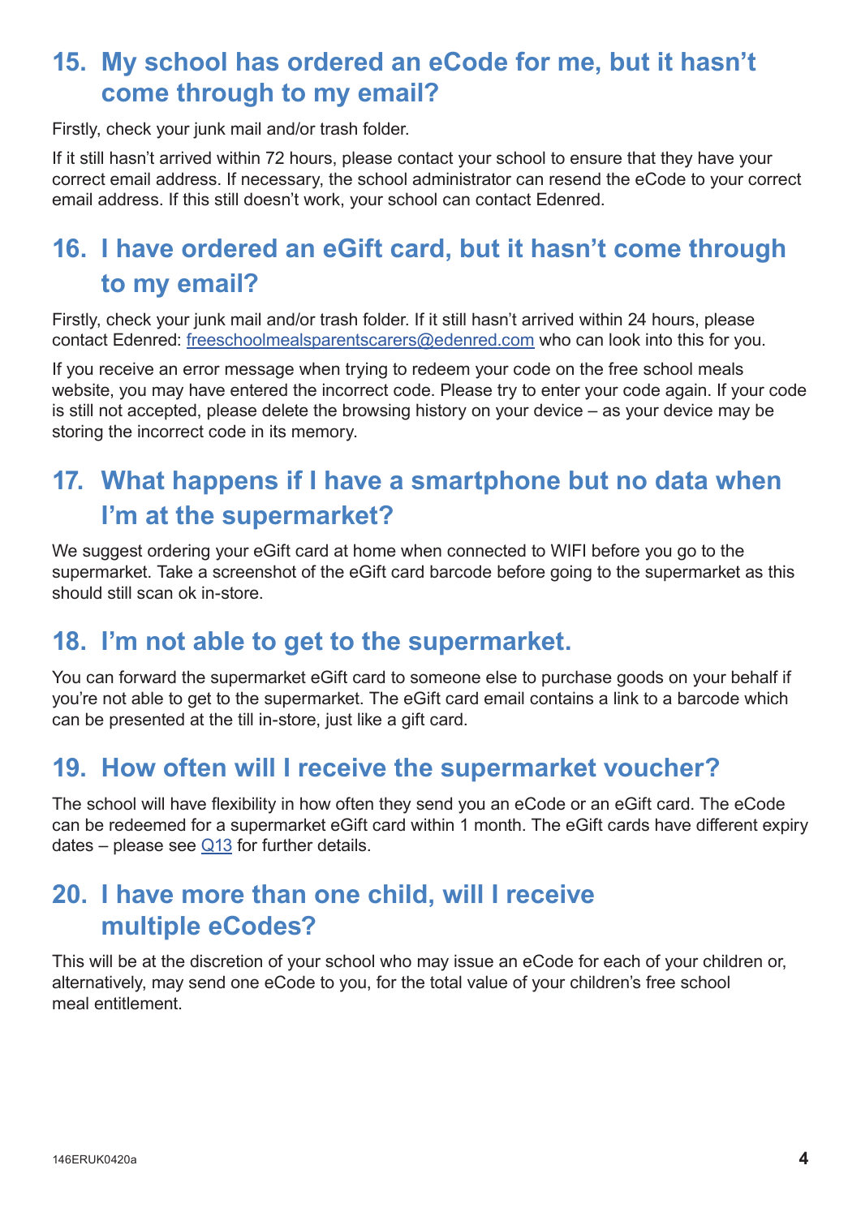## 15. My school has ordered an eCode for me, but it hasn't come through to my email?

Firstly, check your junk mail and/or trash folder.

If it still hasn't arrived within 72 hours, please contact your school to ensure that they have your correct email address. If necessary, the school administrator can resend the eCode to your correct email address. If this still doesn't work, your school can contact Edenred.

## 16. I have ordered an eGift card, but it hasn't come through to my email?

Firstly, check your junk mail and/or trash folder. If it still hasn't arrived within 24 hours, please contact Edenred: freeschoolmealsparentscarers@edenred.com who can look into this for you.

If you receive an error message when trying to redeem your code on the free school meals website, you may have entered the incorrect code. Please try to enter your code again. If your code is still not accepted, please delete the browsing history on your device – as your device may be storing the incorrect code in its memory.

## 17. What happens if I have a smartphone but no data when I'm at the supermarket?

We suggest ordering your eGift card at home when connected to WIFI before you go to the supermarket. Take a screenshot of the eGift card barcode before going to the supermarket as this should still scan ok in-store.

## 18. I'm not able to get to the supermarket.

You can forward the supermarket eGift card to someone else to purchase goods on your behalf if you're not able to get to the supermarket. The eGift card email contains a link to a barcode which can be presented at the till in-store, just like a gift card.

## 19. How often will I receive the supermarket voucher?

The school will have flexibility in how often they send you an eCode or an eGift card. The eCode can be redeemed for a supermarket eGift card within 1 month. The eGift cards have different expiry dates – please see Q13 for further details.

## 20. I have more than one child, will I receive multiple eCodes?

This will be at the discretion of your school who may issue an eCode for each of your children or, alternatively, may send one eCode to you, for the total value of your children's free school meal entitlement.

146ERUK0420a